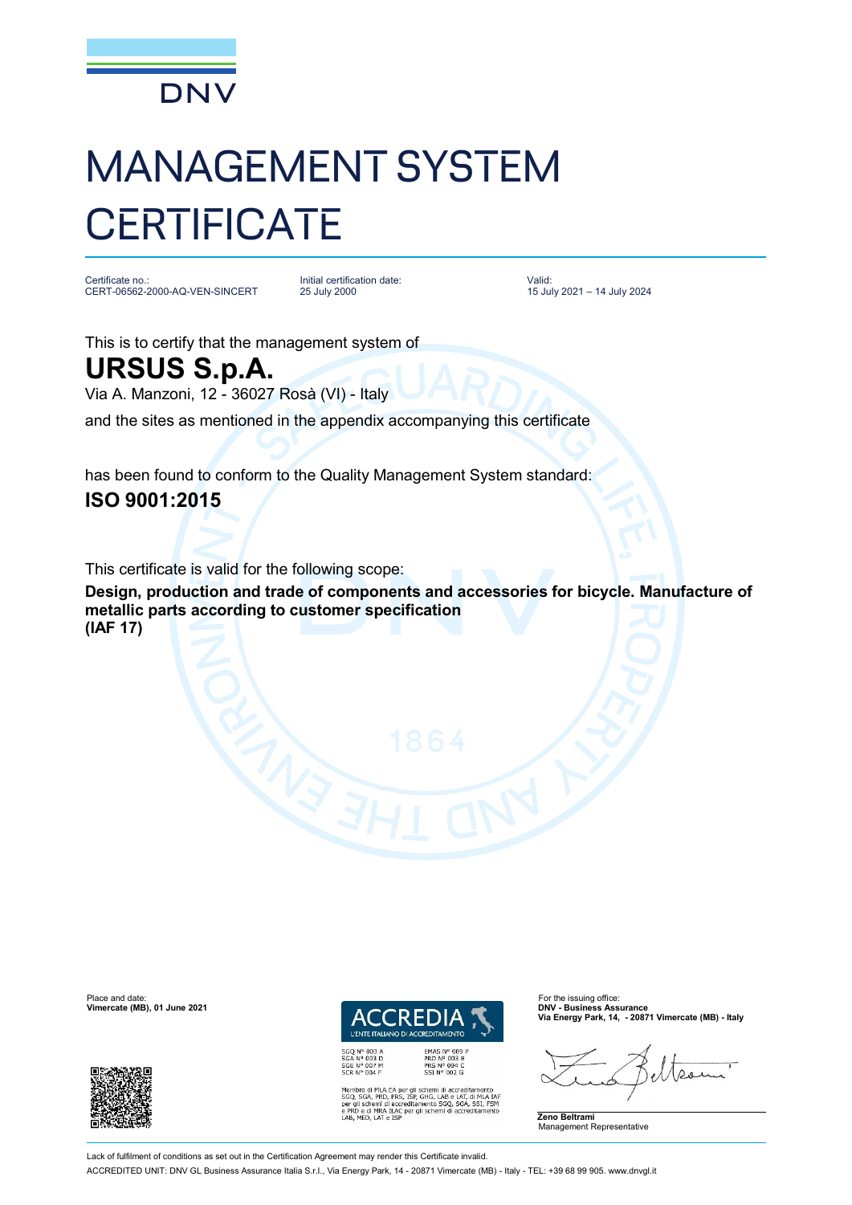DNV

# MANAGEMENT SYSTEM CERTIFICATE

| Certificate no.: | Initial certification date: | Valid: |
| --- | --- | --- |
| CERT-06562-2000-AQ-VEN-SINCERT | 25 July 2000 | 15 July 2021 – 14 July 2024 |

This is to certify that the management system of

## URSUS S.p.A.

Via A. Manzoni, 12 - 36027 Rosà (VI) - Italy

and the sites as mentioned in the appendix accompanying this certificate

has been found to conform to the Quality Management System standard:

**ISO 9001:2015**

This certificate is valid for the following scope:

**Design, production and trade of components and accessories for bicycle. Manufacture of metallic parts according to customer specification (IAF 17)**

Place and date:
**Vimercate (MB), 01 June 2021**

ACCREDIA
L'ENTE ITALIANO DI ACCREDITAMENTO

SGQ N° 003 A
SGA N° 003 D
SGE N° 007 M
SCR N° 004 F

EMAS N° 009 P
PRD N° 003 B
PRS N° 094 C
SSI N° 002 G

Membro di MLA EA per gli schemi di accreditamento SGQ, SGA, PRD, PRS, ISP, GHG, LAB e LAT, di MLA IAF per gli schemi di accreditamento SGQ, SGA, SSI, FSM e PRD e di MRA ILAC per gli schemi di accreditamento LAB, MED, LAT e ISP

For the issuing office:
**DNV - Business Assurance**
**Via Energy Park, 14, - 20871 Vimercate (MB) - Italy**

**Zeno Beltrami**
Management Representative

Lack of fulfilment of conditions as set out in the Certification Agreement may render this Certificate invalid.

ACCREDITED UNIT: DNV GL Business Assurance Italia S.r.l., Via Energy Park, 14 - 20871 Vimercate (MB) - Italy - TEL: +39 68 99 905. www.dnvgl.it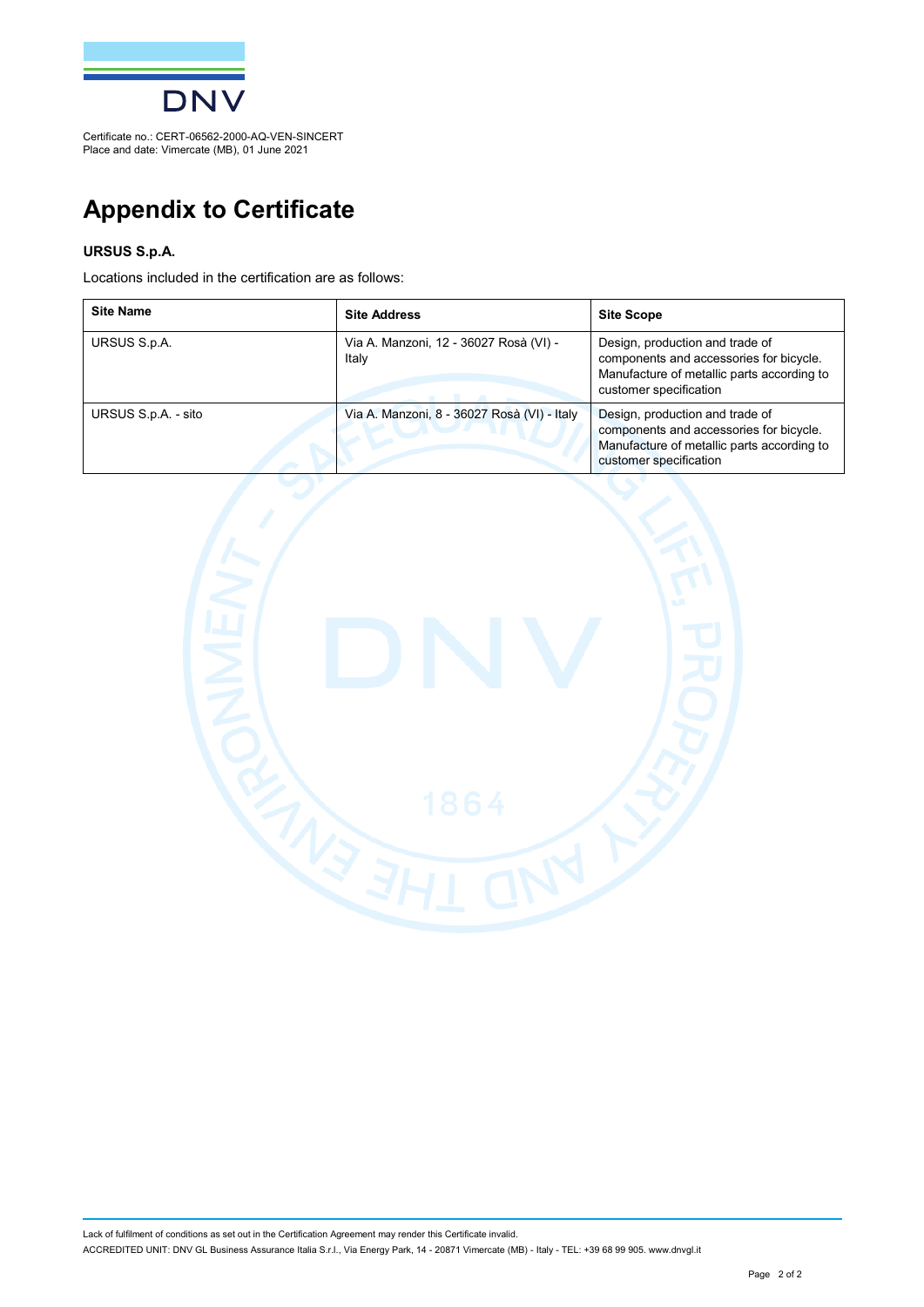Certificate no.: CERT-06562-2000-AQ-VEN-SINCERT
Place and date: Vimercate (MB), 01 June 2021

# Appendix to Certificate

**URSUS S.p.A.**

Locations included in the certification are as follows:

| Site Name | Site Address | Site Scope |
|---|---|---|
| URSUS S.p.A. | Via A. Manzoni, 12 - 36027 Rosà (VI) - Italy | Design, production and trade of components and accessories for bicycle. Manufacture of metallic parts according to customer specification |
| URSUS S.p.A. - sito | Via A. Manzoni, 8 - 36027 Rosà (VI) - Italy | Design, production and trade of components and accessories for bicycle. Manufacture of metallic parts according to customer specification |

Lack of fulfilment of conditions as set out in the Certification Agreement may render this Certificate invalid.

ACCREDITED UNIT: DNV GL Business Assurance Italia S.r.l., Via Energy Park, 14 - 20871 Vimercate (MB) - Italy - TEL: +39 68 99 905. www.dnvgl.it